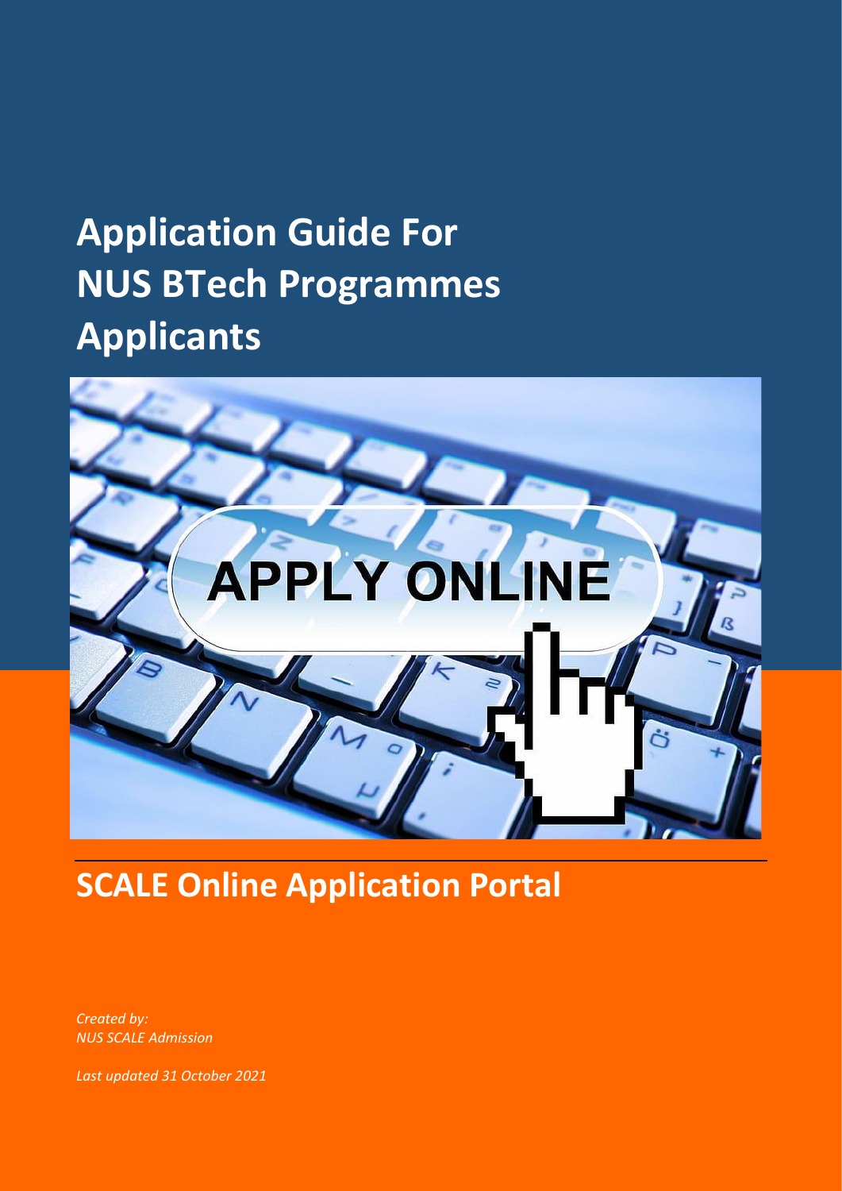# Application Guide For NUS BTech Programmes Applicants

## SCALE Online Application Portal

*Created by:*
*NUS SCALE Admission*

*Last updated 31 October 2021*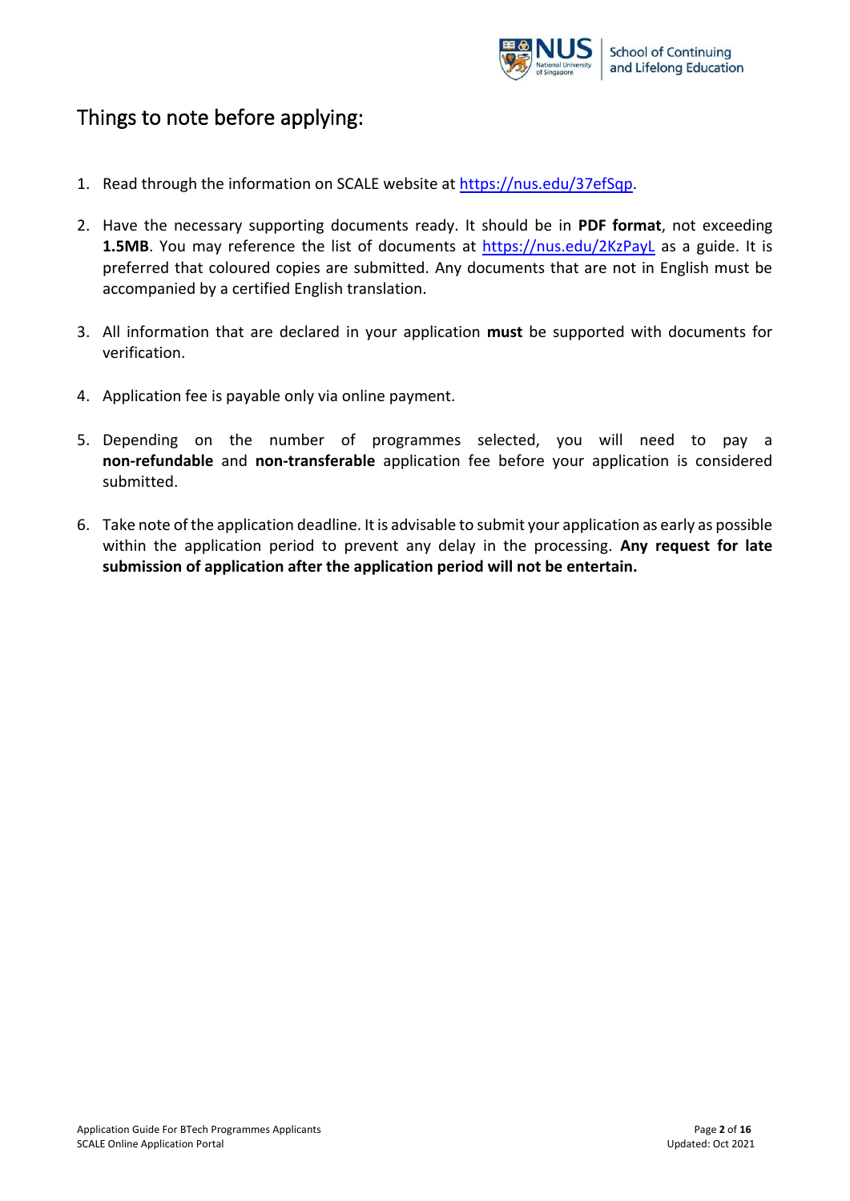# Things to note before applying:

1. Read through the information on SCALE website at https://nus.edu/37efSqp.

2. Have the necessary supporting documents ready. It should be in **PDF format**, not exceeding **1.5MB**. You may reference the list of documents at https://nus.edu/2KzPayL as a guide. It is preferred that coloured copies are submitted. Any documents that are not in English must be accompanied by a certified English translation.

3. All information that are declared in your application **must** be supported with documents for verification.

4. Application fee is payable only via online payment.

5. Depending on the number of programmes selected, you will need to pay a **non-refundable** and **non-transferable** application fee before your application is considered submitted.

6. Take note of the application deadline. It is advisable to submit your application as early as possible within the application period to prevent any delay in the processing. **Any request for late submission of application after the application period will not be entertain.**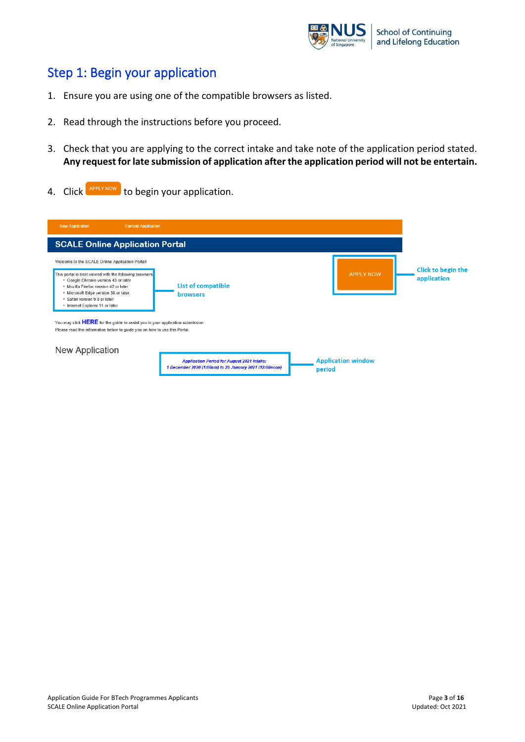## Step 1: Begin your application

1. Ensure you are using one of the compatible browsers as listed.

2. Read through the instructions before you proceed.

3. Check that you are applying to the correct intake and take note of the application period stated. **Any request for late submission of application after the application period will not be entertain.**

4. Click APPLY NOW to begin your application.

New Application Current Application

**SCALE Online Application Portal**

Welcome to the SCALE Online Application Portal!

This portal is best viewed with the following browsers:

- Google Chrome version 43 or later
- Mozilla Firefox version 42 or later
- Microsoft Edge version 38 or later
- Safari version 9.0 or later
- Internet Explorer 11 or later

List of compatible browsers

APPLY NOW

Click to begin the application

You may click **HERE** for the guide to assist you in your application submission.
Please read the information below to guide you on how to use this Portal.

New Application

*Application Period for August 2021 Intake:*
*1 December 2020 (1:00am) to 29 January 2021 (12:00noon)*

Application window period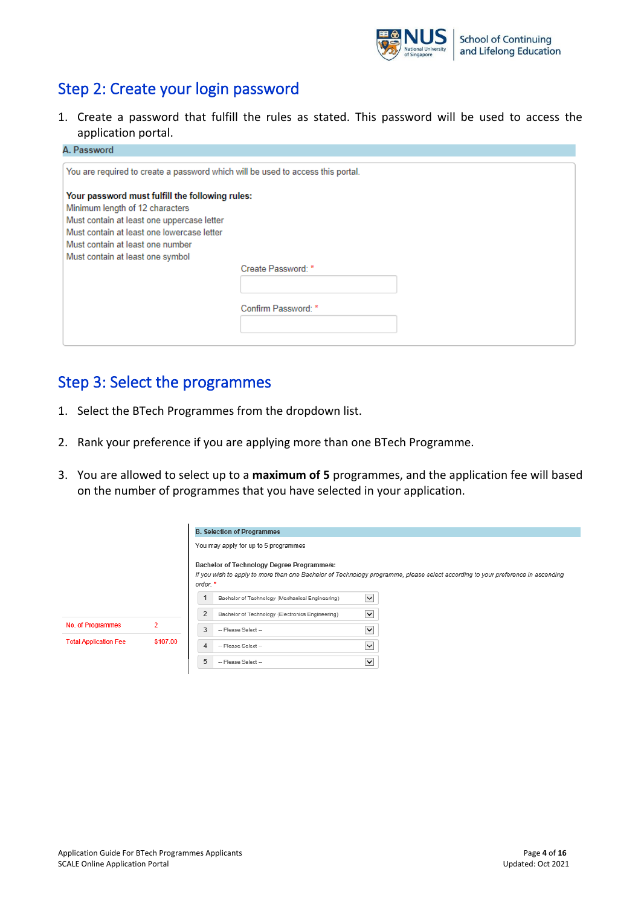## Step 2: Create your login password

1. Create a password that fulfill the rules as stated. This password will be used to access the application portal.

**A. Password**

You are required to create a password which will be used to access this portal.

**Your password must fulfill the following rules:**
Minimum length of 12 characters
Must contain at least one uppercase letter
Must contain at least one lowercase letter
Must contain at least one number
Must contain at least one symbol

Create Password: *

Confirm Password: *

## Step 3: Select the programmes

1. Select the BTech Programmes from the dropdown list.
2. Rank your preference if you are applying more than one BTech Programme.
3. You are allowed to select up to a **maximum of 5** programmes, and the application fee will based on the number of programmes that you have selected in your application.

| No. of Programmes | 2 |
|---|---|
| Total Application Fee | $107.00 |

**B. Selection of Programmes**

You may apply for up to 5 programmes

**Bachelor of Technology Degree Programme/s:**
*If you wish to apply to more than one Bachelor of Technology programme, please select according to your preference in ascending order.* *

| | |
|---|---|
| 1 | Bachelor of Technology (Mechanical Engineering) |
| 2 | Bachelor of Technology (Electronics Engineering) |
| 3 | -- Please Select -- |
| 4 | -- Please Select -- |
| 5 | -- Please Select -- |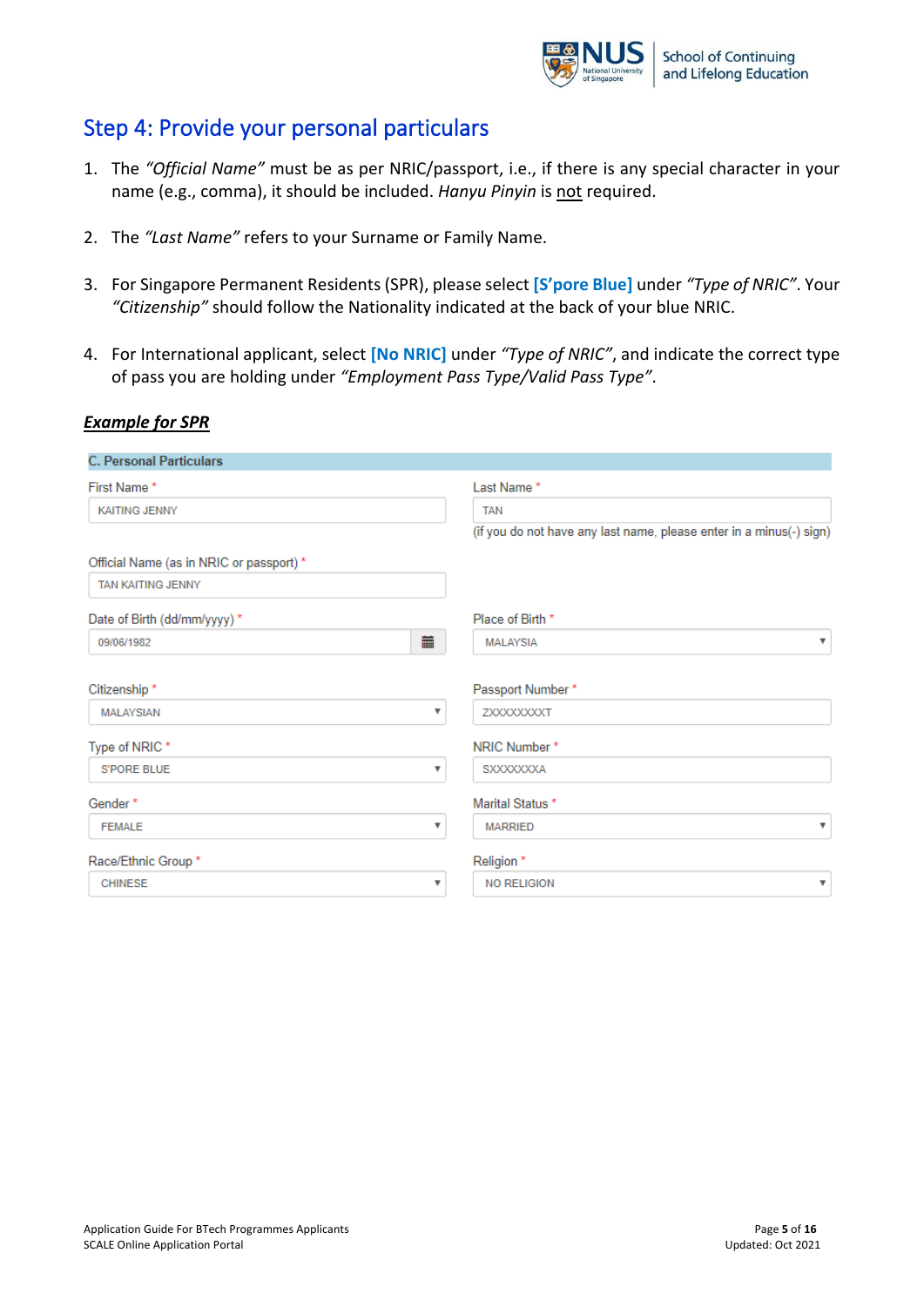## Step 4: Provide your personal particulars

1. The *"Official Name"* must be as per NRIC/passport, i.e., if there is any special character in your name (e.g., comma), it should be included. *Hanyu Pinyin* is not required.

2. The *"Last Name"* refers to your Surname or Family Name.

3. For Singapore Permanent Residents (SPR), please select **[S'pore Blue]** under *"Type of NRIC"*. Your *"Citizenship"* should follow the Nationality indicated at the back of your blue NRIC.

4. For International applicant, select **[No NRIC]** under *"Type of NRIC"*, and indicate the correct type of pass you are holding under *"Employment Pass Type/Valid Pass Type"*.

***Example for SPR***

**C. Personal Particulars**

| Field | Value | Field | Value |
|---|---|---|---|
| First Name * | KAITING JENNY | Last Name * | TAN (if you do not have any last name, please enter in a minus(-) sign) |
| Official Name (as in NRIC or passport) * | TAN KAITING JENNY | | |
| Date of Birth (dd/mm/yyyy) * | 09/06/1982 | Place of Birth * | MALAYSIA |
| Citizenship * | MALAYSIAN | Passport Number * | ZXXXXXXXXT |
| Type of NRIC * | S'PORE BLUE | NRIC Number * | SXXXXXXXA |
| Gender * | FEMALE | Marital Status * | MARRIED |
| Race/Ethnic Group * | CHINESE | Religion * | NO RELIGION |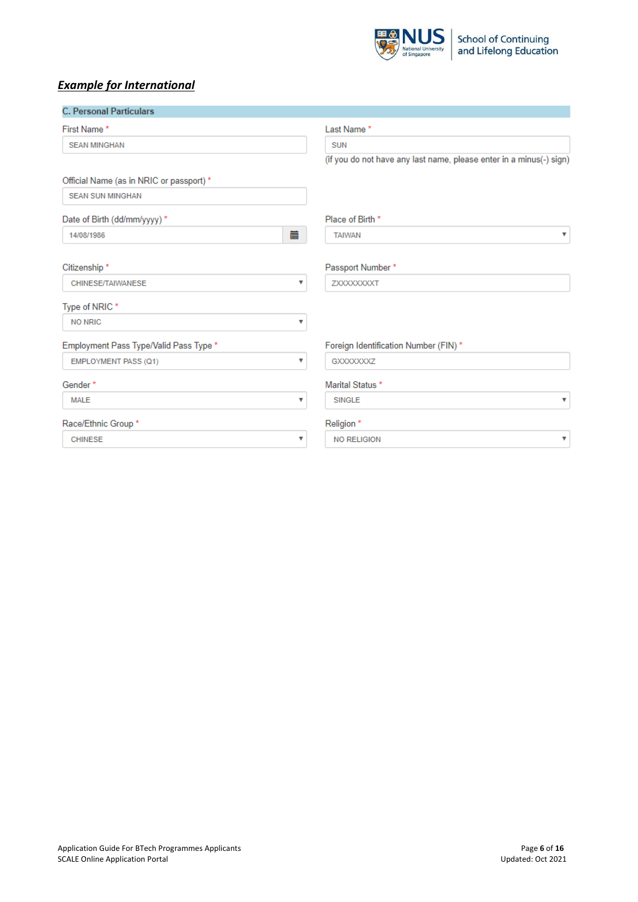***Example for International***

### C. Personal Particulars

| Field | Value |
| --- | --- |
| First Name * | SEAN MINGHAN |
| Last Name * | SUN |
| | (if you do not have any last name, please enter in a minus(-) sign) |
| Official Name (as in NRIC or passport) * | SEAN SUN MINGHAN |
| Date of Birth (dd/mm/yyyy) * | 14/08/1986 |
| Place of Birth * | TAIWAN |
| Citizenship * | CHINESE/TAIWANESE |
| Passport Number * | ZXXXXXXXXT |
| Type of NRIC * | NO NRIC |
| Employment Pass Type/Valid Pass Type * | EMPLOYMENT PASS (Q1) |
| Foreign Identification Number (FIN) * | GXXXXXXXZ |
| Gender * | MALE |
| Marital Status * | SINGLE |
| Race/Ethnic Group * | CHINESE |
| Religion * | NO RELIGION |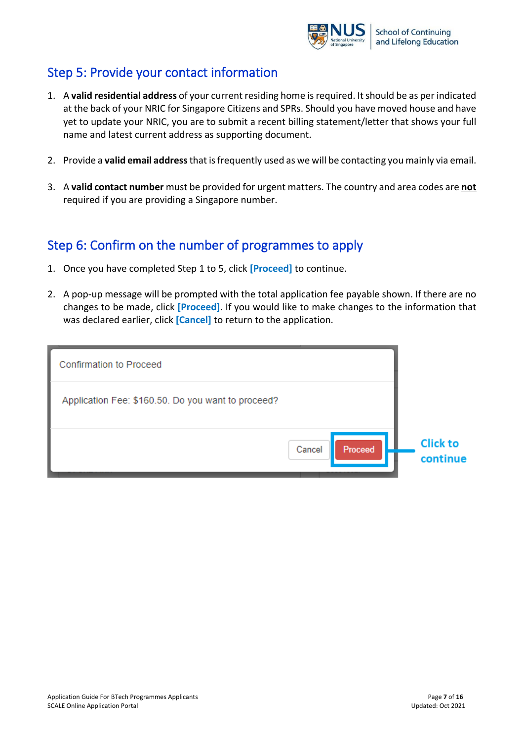## Step 5: Provide your contact information

1. A **valid residential address** of your current residing home is required. It should be as per indicated at the back of your NRIC for Singapore Citizens and SPRs. Should you have moved house and have yet to update your NRIC, you are to submit a recent billing statement/letter that shows your full name and latest current address as supporting document.

2. Provide a **valid email address** that is frequently used as we will be contacting you mainly via email.

3. A **valid contact number** must be provided for urgent matters. The country and area codes are **not** required if you are providing a Singapore number.

## Step 6: Confirm on the number of programmes to apply

1. Once you have completed Step 1 to 5, click **[Proceed]** to continue.

2. A pop-up message will be prompted with the total application fee payable shown. If there are no changes to be made, click **[Proceed]**. If you would like to make changes to the information that was declared earlier, click **[Cancel]** to return to the application.

Confirmation to Proceed

Application Fee: $160.50. Do you want to proceed?

Cancel | Proceed

Click to continue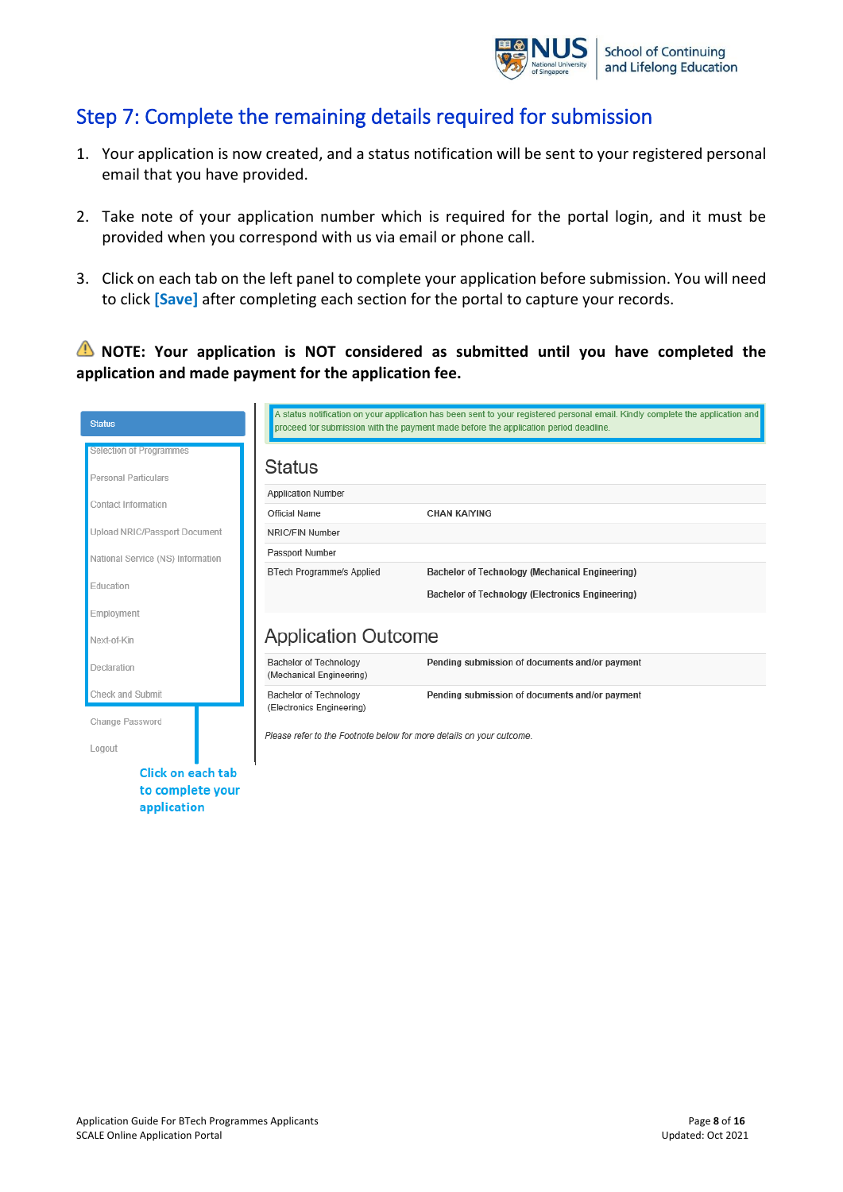# Step 7: Complete the remaining details required for submission

1. Your application is now created, and a status notification will be sent to your registered personal email that you have provided.

2. Take note of your application number which is required for the portal login, and it must be provided when you correspond with us via email or phone call.

3. Click on each tab on the left panel to complete your application before submission. You will need to click **[Save]** after completing each section for the portal to capture your records.

⚠ **NOTE: Your application is NOT considered as submitted until you have completed the application and made payment for the application fee.**

Status

Selection of Programmes

Personal Particulars

Contact Information

Upload NRIC/Passport Document

National Service (NS) Information

Education

Employment

Next-of-Kin

Declaration

Check and Submit

Change Password

Logout

**Click on each tab to complete your application**

A status notification on your application has been sent to your registered personal email. Kindly complete the application and proceed for submission with the payment made before the application period deadline.

## Status

| | |
|---|---|
| Application Number | |
| Official Name | **CHAN KAIYING** |
| NRIC/FIN Number | |
| Passport Number | |
| BTech Programme/s Applied | **Bachelor of Technology (Mechanical Engineering)** |
| | **Bachelor of Technology (Electronics Engineering)** |

## Application Outcome

| | |
|---|---|
| Bachelor of Technology (Mechanical Engineering) | **Pending submission of documents and/or payment** |
| Bachelor of Technology (Electronics Engineering) | **Pending submission of documents and/or payment** |

*Please refer to the Footnote below for more details on your outcome.*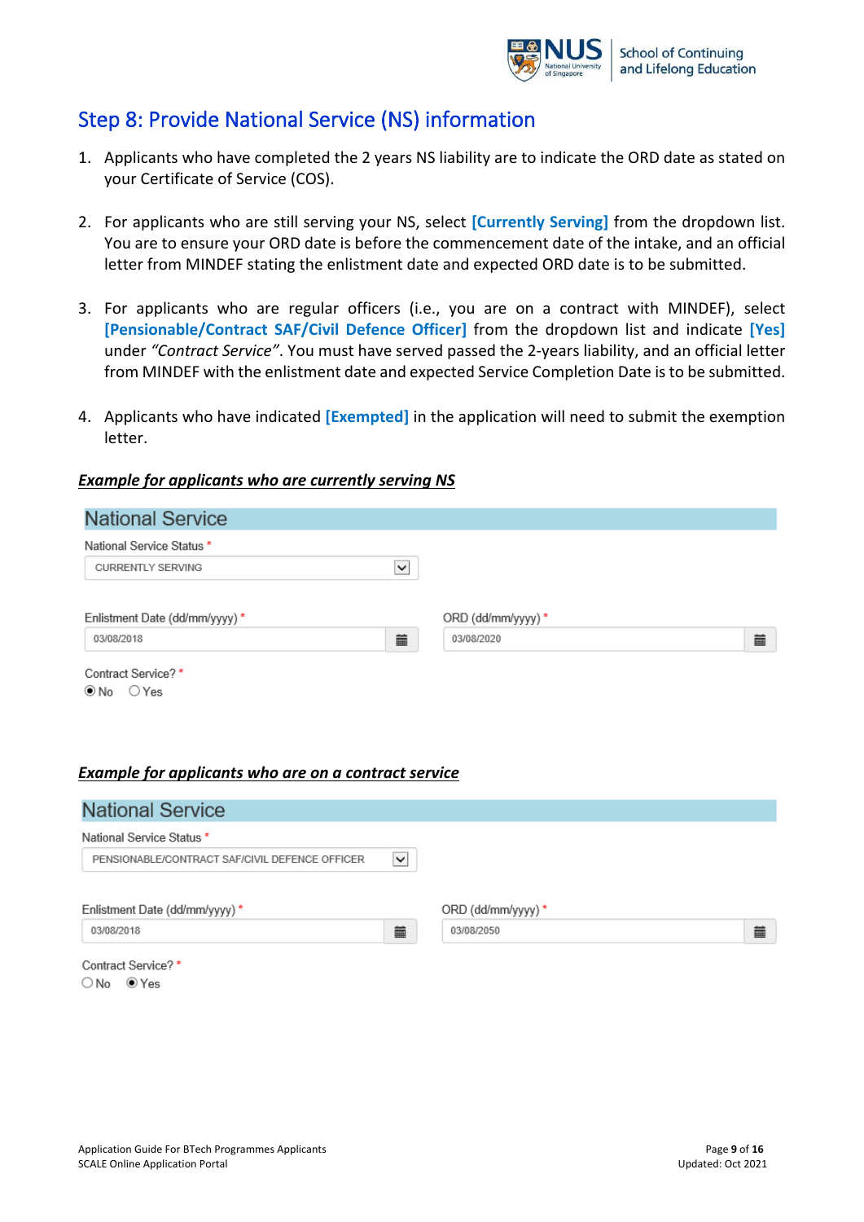## Step 8: Provide National Service (NS) information

1. Applicants who have completed the 2 years NS liability are to indicate the ORD date as stated on your Certificate of Service (COS).

2. For applicants who are still serving your NS, select **[Currently Serving]** from the dropdown list. You are to ensure your ORD date is before the commencement date of the intake, and an official letter from MINDEF stating the enlistment date and expected ORD date is to be submitted.

3. For applicants who are regular officers (i.e., you are on a contract with MINDEF), select **[Pensionable/Contract SAF/Civil Defence Officer]** from the dropdown list and indicate **[Yes]** under *"Contract Service"*. You must have served passed the 2-years liability, and an official letter from MINDEF with the enlistment date and expected Service Completion Date is to be submitted.

4. Applicants who have indicated **[Exempted]** in the application will need to submit the exemption letter.

***Example for applicants who are currently serving NS***

**National Service**

National Service Status *
CURRENTLY SERVING

Enlistment Date (dd/mm/yyyy) *
03/08/2018

ORD (dd/mm/yyyy) *
03/08/2020

Contract Service? *
(●) No ( ) Yes

***Example for applicants who are on a contract service***

**National Service**

National Service Status *
PENSIONABLE/CONTRACT SAF/CIVIL DEFENCE OFFICER

Enlistment Date (dd/mm/yyyy) *
03/08/2018

ORD (dd/mm/yyyy) *
03/08/2050

Contract Service? *
( ) No (●) Yes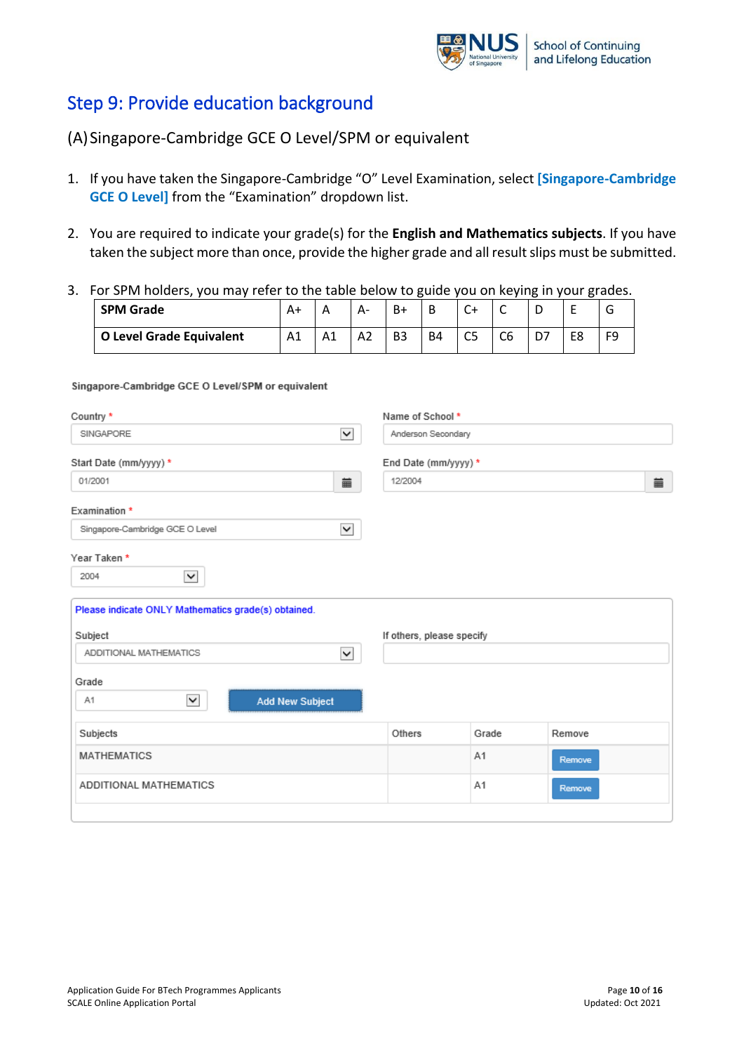## Step 9: Provide education background

(A) Singapore-Cambridge GCE O Level/SPM or equivalent

1. If you have taken the Singapore-Cambridge "O" Level Examination, select **[Singapore-Cambridge GCE O Level]** from the "Examination" dropdown list.

2. You are required to indicate your grade(s) for the **English and Mathematics subjects**. If you have taken the subject more than once, provide the higher grade and all result slips must be submitted.

3. For SPM holders, you may refer to the table below to guide you on keying in your grades.

| **SPM Grade** | A+ | A | A- | B+ | B | C+ | C | D | E | G |
|---|---|---|---|---|---|---|---|---|---|---|
| **O Level Grade Equivalent** | A1 | A1 | A2 | B3 | B4 | C5 | C6 | D7 | E8 | F9 |

**Singapore-Cambridge GCE O Level/SPM or equivalent**

Country * : SINGAPORE

Name of School * : Anderson Secondary

Start Date (mm/yyyy) * : 01/2001

End Date (mm/yyyy) * : 12/2004

Examination * : Singapore-Cambridge GCE O Level

Year Taken * : 2004

Please indicate ONLY Mathematics grade(s) obtained.

Subject: ADDITIONAL MATHEMATICS

If others, please specify:

Grade: A1

Add New Subject

| Subjects | Others | Grade | Remove |
|---|---|---|---|
| MATHEMATICS | | A1 | Remove |
| ADDITIONAL MATHEMATICS | | A1 | Remove |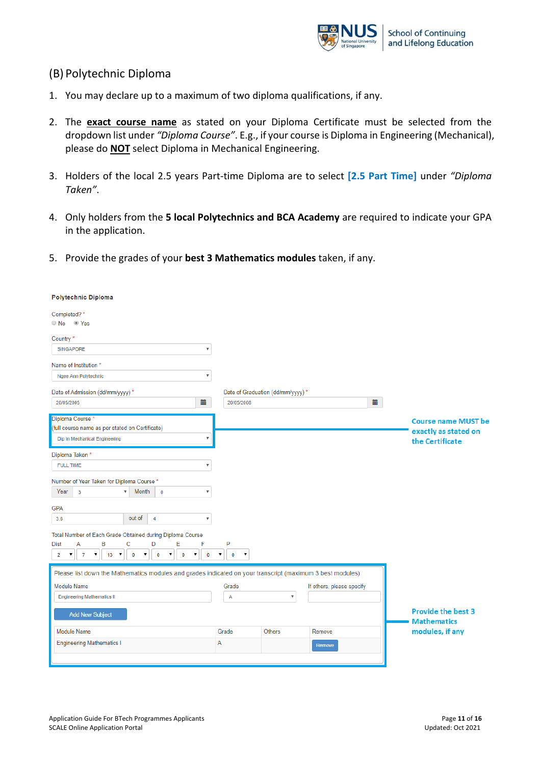## (B) Polytechnic Diploma

1. You may declare up to a maximum of two diploma qualifications, if any.

2. The **exact course name** as stated on your Diploma Certificate must be selected from the dropdown list under *"Diploma Course"*. E.g., if your course is Diploma in Engineering (Mechanical), please do **NOT** select Diploma in Mechanical Engineering.

3. Holders of the local 2.5 years Part-time Diploma are to select **[2.5 Part Time]** under *"Diploma Taken"*.

4. Only holders from the **5 local Polytechnics and BCA Academy** are required to indicate your GPA in the application.

5. Provide the grades of your **best 3 Mathematics modules** taken, if any.

**Polytechnic Diploma**

Completed? *
○ No ◉ Yes

Country *
SINGAPORE

Name of Institution *
Ngee Ann Polytechnic

Date of Admission (dd/mm/yyyy) *
20/05/2005

Date of Graduation (dd/mm/yyyy) *
20/05/2008

Diploma Course *
(full course name as per stated on Certificate)
Dip In Mechanical Engineering

**Course name MUST be exactly as stated on the Certificate**

Diploma Taken *
FULL TIME

Number of Year Taken for Diploma Course *
Year 3 Month 0

GPA
3.6 out of 4

Total Number of Each Grade Obtained during Diploma Course

| Dist | A | B | C | D | E | F | P |
|---|---|---|---|---|---|---|---|
| 2 | 7 | 13 | 0 | 0 | 0 | 0 | 0 |

Please list down the Mathematics modules and grades indicated on your transcript (maximum 3 best modules)

Module Name: Engineering Mathematics II
Grade: A
If others, please specify:

Add New Subject

| Module Name | Grade | Others | Remove |
|---|---|---|---|
| Engineering Mathematics I | A | | Remove |

**Provide the best 3 Mathematics modules, if any**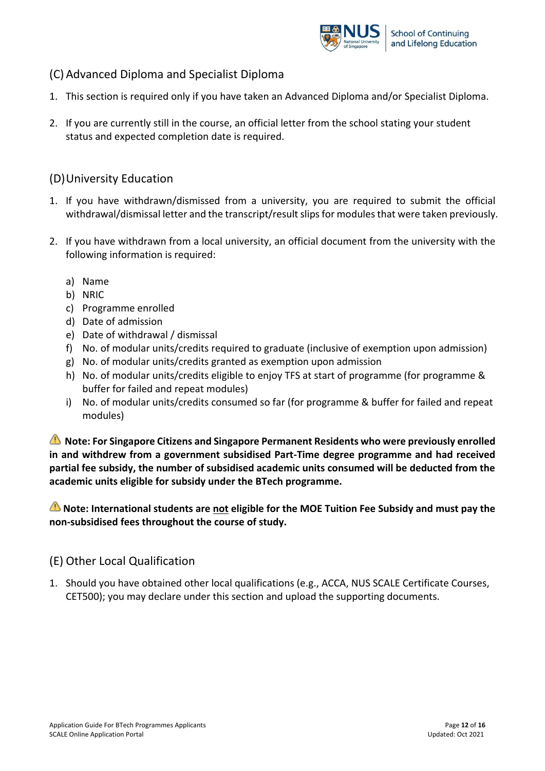## (C) Advanced Diploma and Specialist Diploma

1. This section is required only if you have taken an Advanced Diploma and/or Specialist Diploma.

2. If you are currently still in the course, an official letter from the school stating your student status and expected completion date is required.

## (D) University Education

1. If you have withdrawn/dismissed from a university, you are required to submit the official withdrawal/dismissal letter and the transcript/result slips for modules that were taken previously.

2. If you have withdrawn from a local university, an official document from the university with the following information is required:

   a) Name
   b) NRIC
   c) Programme enrolled
   d) Date of admission
   e) Date of withdrawal / dismissal
   f) No. of modular units/credits required to graduate (inclusive of exemption upon admission)
   g) No. of modular units/credits granted as exemption upon admission
   h) No. of modular units/credits eligible to enjoy TFS at start of programme (for programme & buffer for failed and repeat modules)
   i) No. of modular units/credits consumed so far (for programme & buffer for failed and repeat modules)

⚠ **Note: For Singapore Citizens and Singapore Permanent Residents who were previously enrolled in and withdrew from a government subsidised Part-Time degree programme and had received partial fee subsidy, the number of subsidised academic units consumed will be deducted from the academic units eligible for subsidy under the BTech programme.**

⚠ **Note: International students are <u>not</u> eligible for the MOE Tuition Fee Subsidy and must pay the non-subsidised fees throughout the course of study.**

## (E) Other Local Qualification

1. Should you have obtained other local qualifications (e.g., ACCA, NUS SCALE Certificate Courses, CET500); you may declare under this section and upload the supporting documents.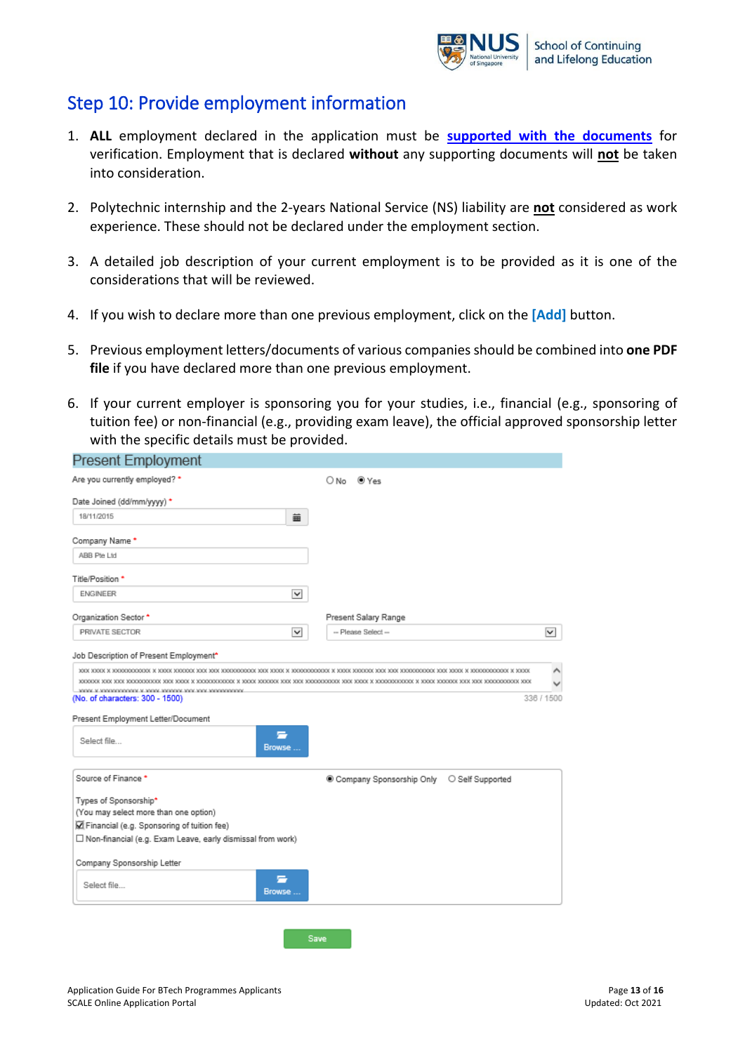## Step 10: Provide employment information

1. **ALL** employment declared in the application must be **supported with the documents** for verification. Employment that is declared **without** any supporting documents will **not** be taken into consideration.

2. Polytechnic internship and the 2-years National Service (NS) liability are **not** considered as work experience. These should not be declared under the employment section.

3. A detailed job description of your current employment is to be provided as it is one of the considerations that will be reviewed.

4. If you wish to declare more than one previous employment, click on the **[Add]** button.

5. Previous employment letters/documents of various companies should be combined into **one PDF file** if you have declared more than one previous employment.

6. If your current employer is sponsoring you for your studies, i.e., financial (e.g., sponsoring of tuition fee) or non-financial (e.g., providing exam leave), the official approved sponsorship letter with the specific details must be provided.

**Present Employment**

Are you currently employed? * ○ No ◉ Yes

Date Joined (dd/mm/yyyy) *
18/11/2015

Company Name *
ABB Pte Ltd

Title/Position *
ENGINEER

Organization Sector *
PRIVATE SECTOR

Present Salary Range
-- Please Select --

Job Description of Present Employment*
xxx xxxx x xxxxxxxxxxx x xxxx xxxxxx xxx xxx xxxxxxxxxx xxx xxxx x xxxxxxxxxxx x xxxx xxxxxx xxx xxx xxxxxxxxxx xxx xxxx x xxxxxxxxxxx x xxxx ...
(No. of characters: 300 - 1500) 336 / 1500

Present Employment Letter/Document
Select file... Browse ...

Source of Finance * ◉ Company Sponsorship Only ○ Self Supported

Types of Sponsorship*
(You may select more than one option)
☑ Financial (e.g. Sponsoring of tuition fee)
☐ Non-financial (e.g. Exam Leave, early dismissal from work)

Company Sponsorship Letter
Select file... Browse ...

Save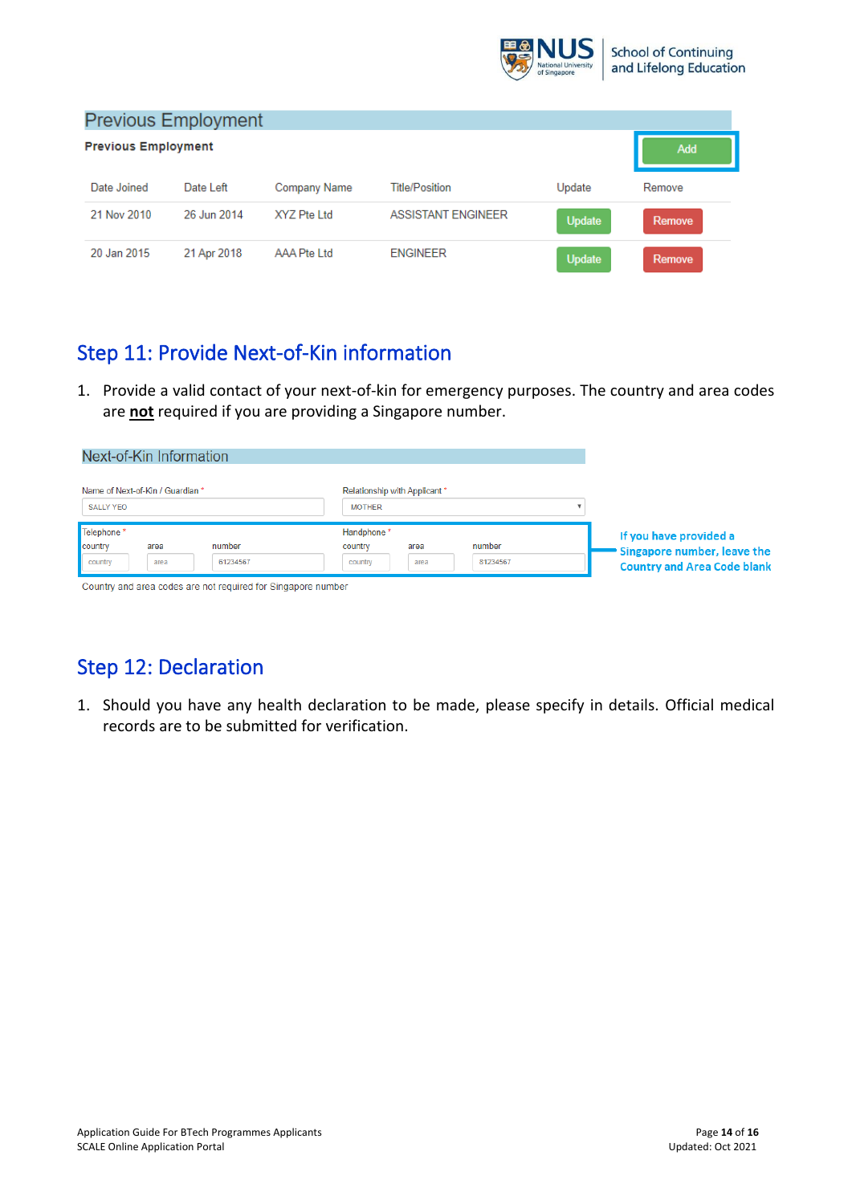## Previous Employment

**Previous Employment**

Add

| Date Joined | Date Left | Company Name | Title/Position | Update | Remove |
|---|---|---|---|---|---|
| 21 Nov 2010 | 26 Jun 2014 | XYZ Pte Ltd | ASSISTANT ENGINEER | Update | Remove |
| 20 Jan 2015 | 21 Apr 2018 | AAA Pte Ltd | ENGINEER | Update | Remove |

## Step 11: Provide Next-of-Kin information

1. Provide a valid contact of your next-of-kin for emergency purposes. The country and area codes are **not** required if you are providing a Singapore number.

**Next-of-Kin Information**

Name of Next-of-Kin / Guardian * : SALLY YEO

Relationship with Applicant * : MOTHER

Telephone * — country: country | area: area | number: 61234567

Handphone * — country: country | area: area | number: 81234567

Country and area codes are not required for Singapore number

If you have provided a Singapore number, leave the Country and Area Code blank

## Step 12: Declaration

1. Should you have any health declaration to be made, please specify in details. Official medical records are to be submitted for verification.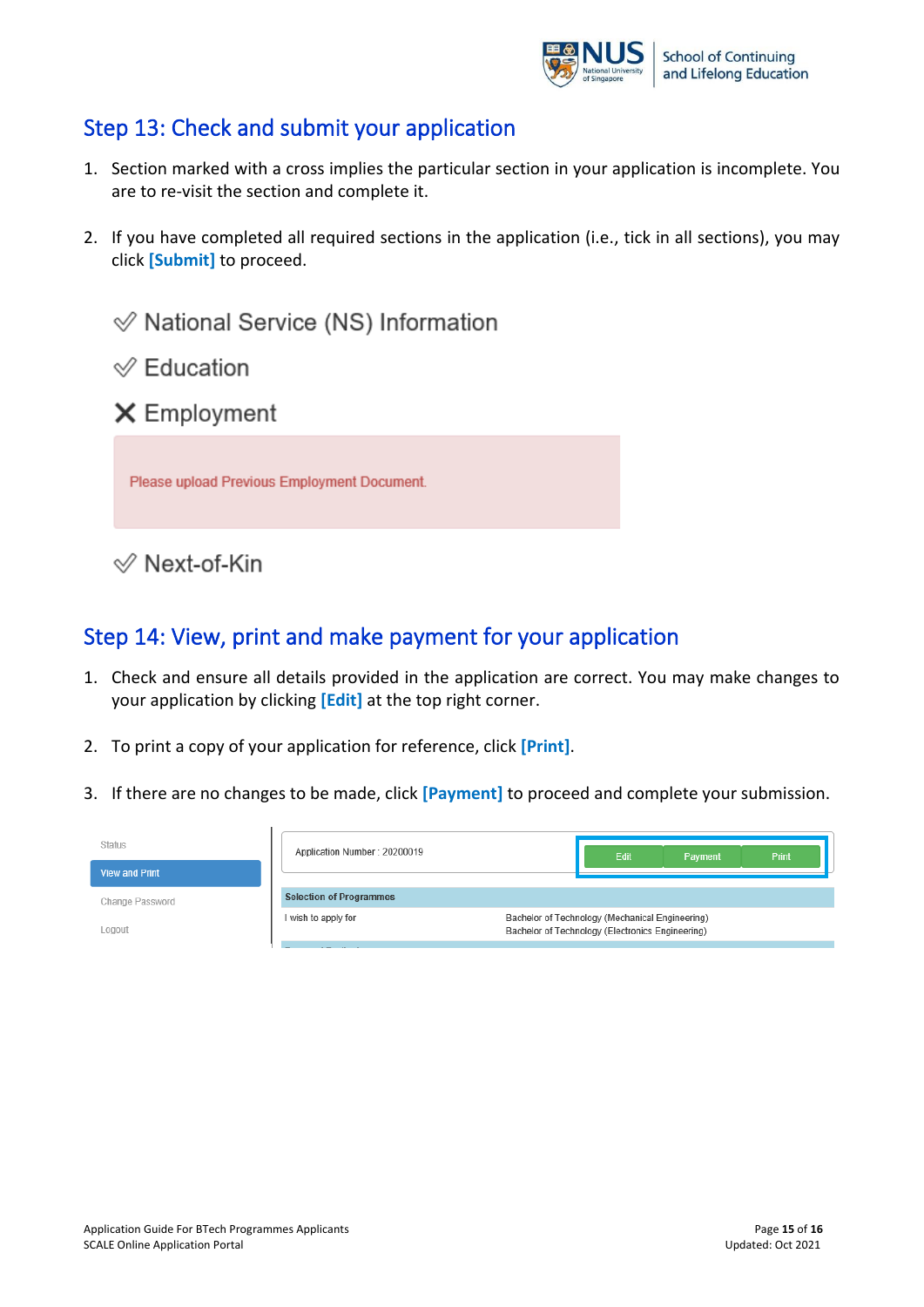## Step 13: Check and submit your application

1. Section marked with a cross implies the particular section in your application is incomplete. You are to re-visit the section and complete it.

2. If you have completed all required sections in the application (i.e., tick in all sections), you may click **[Submit]** to proceed.

✓ National Service (NS) Information

✓ Education

✗ Employment

Please upload Previous Employment Document.

✓ Next-of-Kin

## Step 14: View, print and make payment for your application

1. Check and ensure all details provided in the application are correct. You may make changes to your application by clicking **[Edit]** at the top right corner.

2. To print a copy of your application for reference, click **[Print]**.

3. If there are no changes to be made, click **[Payment]** to proceed and complete your submission.

Status

View and Print

Change Password

Logout

Application Number : 20200019 &nbsp;&nbsp; Edit &nbsp; Payment &nbsp; Print

**Selection of Programmes**

| I wish to apply for | Bachelor of Technology (Mechanical Engineering)<br>Bachelor of Technology (Electronics Engineering) |
|---|---|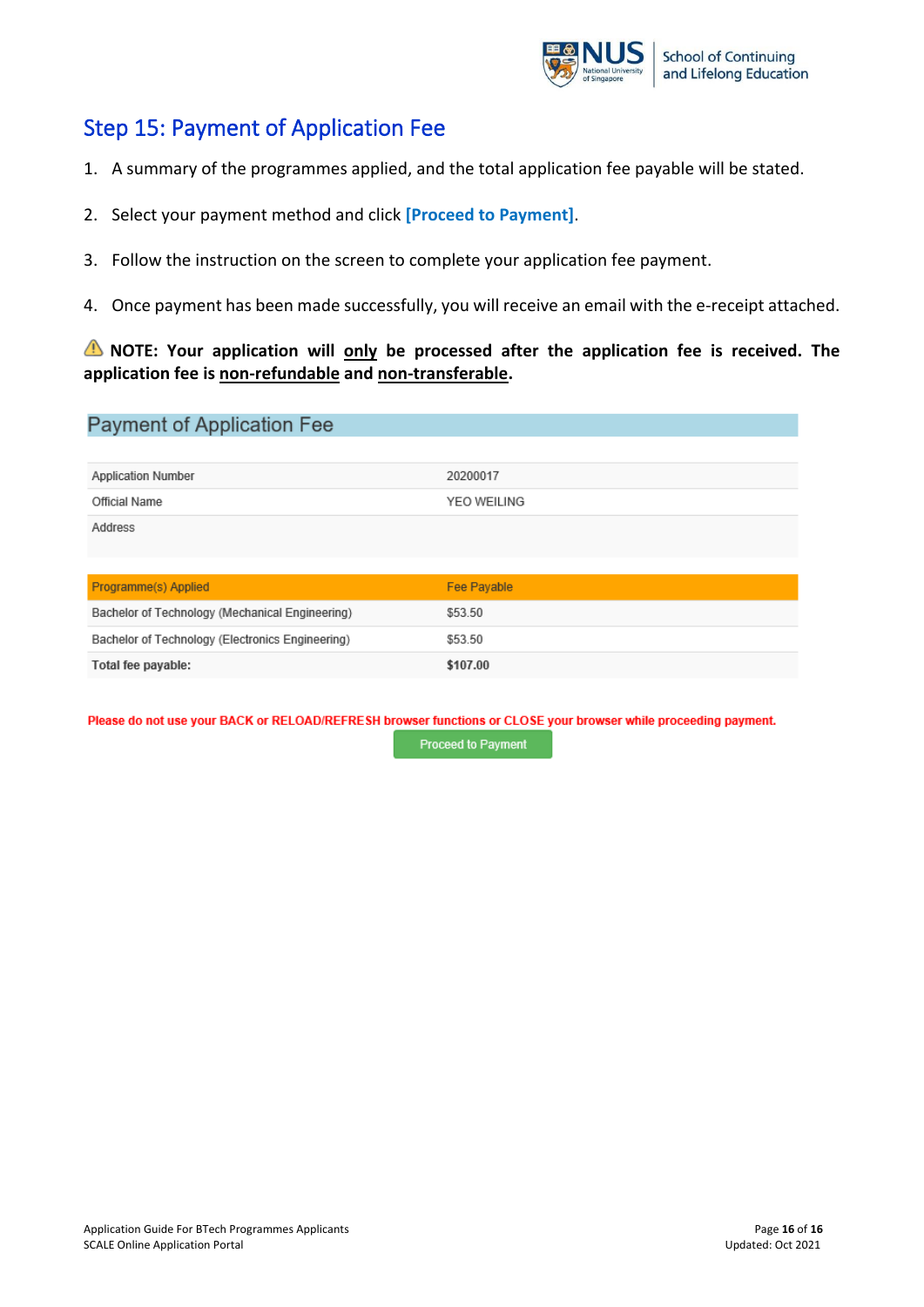## Step 15: Payment of Application Fee

1. A summary of the programmes applied, and the total application fee payable will be stated.
2. Select your payment method and click **[Proceed to Payment]**.
3. Follow the instruction on the screen to complete your application fee payment.
4. Once payment has been made successfully, you will receive an email with the e-receipt attached.

⚠ **NOTE: Your application will only be processed after the application fee is received. The application fee is non-refundable and non-transferable.**

### Payment of Application Fee

| | |
|---|---|
| Application Number | 20200017 |
| Official Name | YEO WEILING |
| Address | |

| Programme(s) Applied | Fee Payable |
|---|---|
| Bachelor of Technology (Mechanical Engineering) | $53.50 |
| Bachelor of Technology (Electronics Engineering) | $53.50 |
| **Total fee payable:** | **$107.00** |

**Please do not use your BACK or RELOAD/REFRESH browser functions or CLOSE your browser while proceeding payment.**

Proceed to Payment